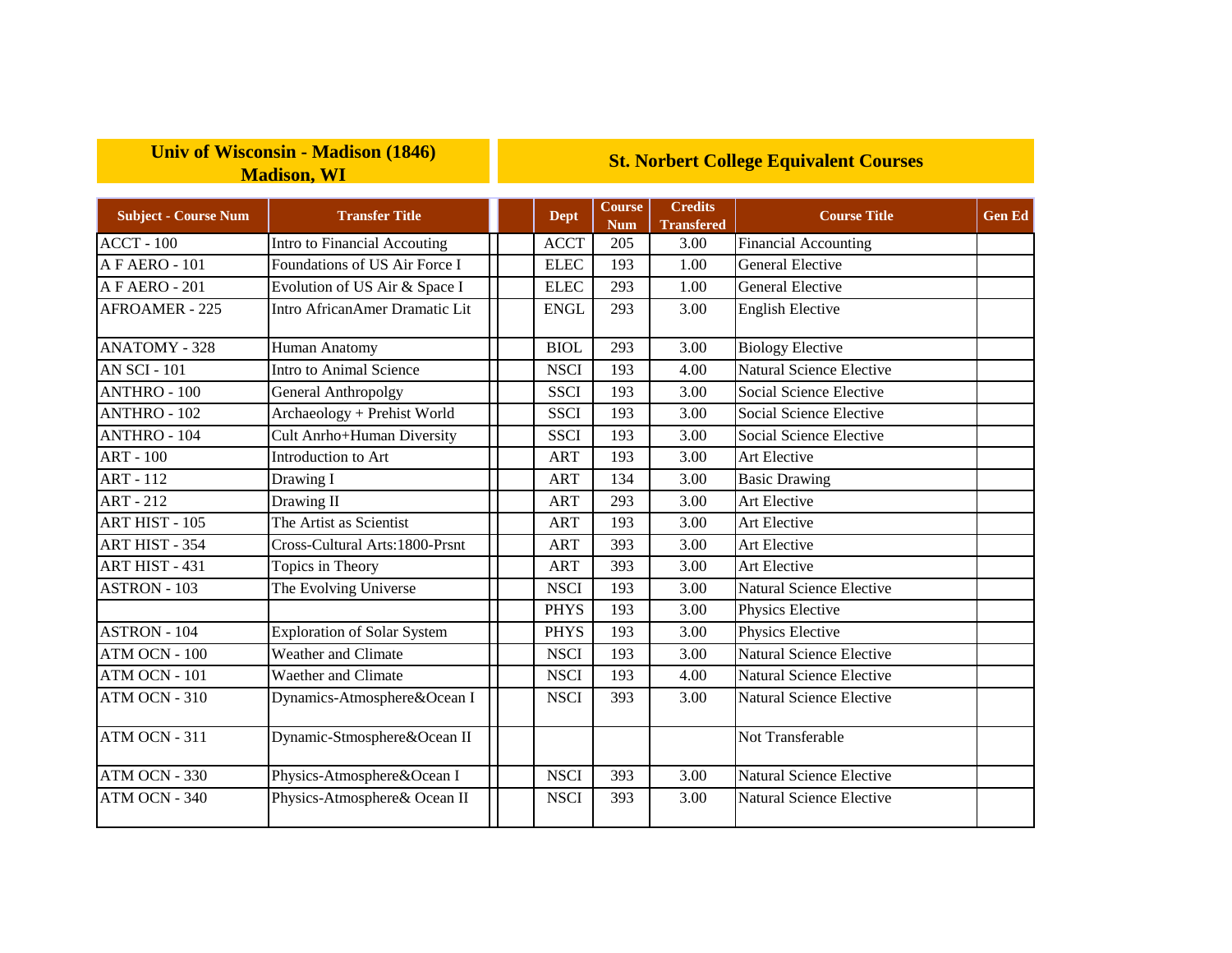| Univ of Wisconsin - Madison (1846) Madison, WI | | St. Norbert College Equivalent Courses | | | | |
|---|---|---|---|---|---|---|
| **Subject - Course Num** | **Transfer Title** | **Dept** | **Course Num** | **Credits Transfered** | **Course Title** | **Gen Ed** |
| ACCT - 100 | Intro to Financial Accouting | ACCT | 205 | 3.00 | Financial Accounting | |
| A F AERO - 101 | Foundations of US Air Force I | ELEC | 193 | 1.00 | General Elective | |
| A F AERO - 201 | Evolution of US Air & Space I | ELEC | 293 | 1.00 | General Elective | |
| AFROAMER - 225 | Intro AfricanAmer Dramatic Lit | ENGL | 293 | 3.00 | English Elective | |
| ANATOMY - 328 | Human Anatomy | BIOL | 293 | 3.00 | Biology Elective | |
| AN SCI - 101 | Intro to Animal Science | NSCI | 193 | 4.00 | Natural Science Elective | |
| ANTHRO - 100 | General Anthropolgy | SSCI | 193 | 3.00 | Social Science Elective | |
| ANTHRO - 102 | Archaeology + Prehist World | SSCI | 193 | 3.00 | Social Science Elective | |
| ANTHRO - 104 | Cult Anrho+Human Diversity | SSCI | 193 | 3.00 | Social Science Elective | |
| ART - 100 | Introduction to Art | ART | 193 | 3.00 | Art Elective | |
| ART - 112 | Drawing I | ART | 134 | 3.00 | Basic Drawing | |
| ART - 212 | Drawing II | ART | 293 | 3.00 | Art Elective | |
| ART HIST - 105 | The Artist as Scientist | ART | 193 | 3.00 | Art Elective | |
| ART HIST - 354 | Cross-Cultural Arts:1800-Prsnt | ART | 393 | 3.00 | Art Elective | |
| ART HIST - 431 | Topics in Theory | ART | 393 | 3.00 | Art Elective | |
| ASTRON - 103 | The Evolving Universe | NSCI | 193 | 3.00 | Natural Science Elective | |
| | | PHYS | 193 | 3.00 | Physics Elective | |
| ASTRON - 104 | Exploration of Solar System | PHYS | 193 | 3.00 | Physics Elective | |
| ATM OCN - 100 | Weather and Climate | NSCI | 193 | 3.00 | Natural Science Elective | |
| ATM OCN - 101 | Waether and Climate | NSCI | 193 | 4.00 | Natural Science Elective | |
| ATM OCN - 310 | Dynamics-Atmosphere&Ocean I | NSCI | 393 | 3.00 | Natural Science Elective | |
| ATM OCN - 311 | Dynamic-Stmosphere&Ocean II | | | | Not Transferable | |
| ATM OCN - 330 | Physics-Atmosphere&Ocean I | NSCI | 393 | 3.00 | Natural Science Elective | |
| ATM OCN - 340 | Physics-Atmosphere& Ocean II | NSCI | 393 | 3.00 | Natural Science Elective | |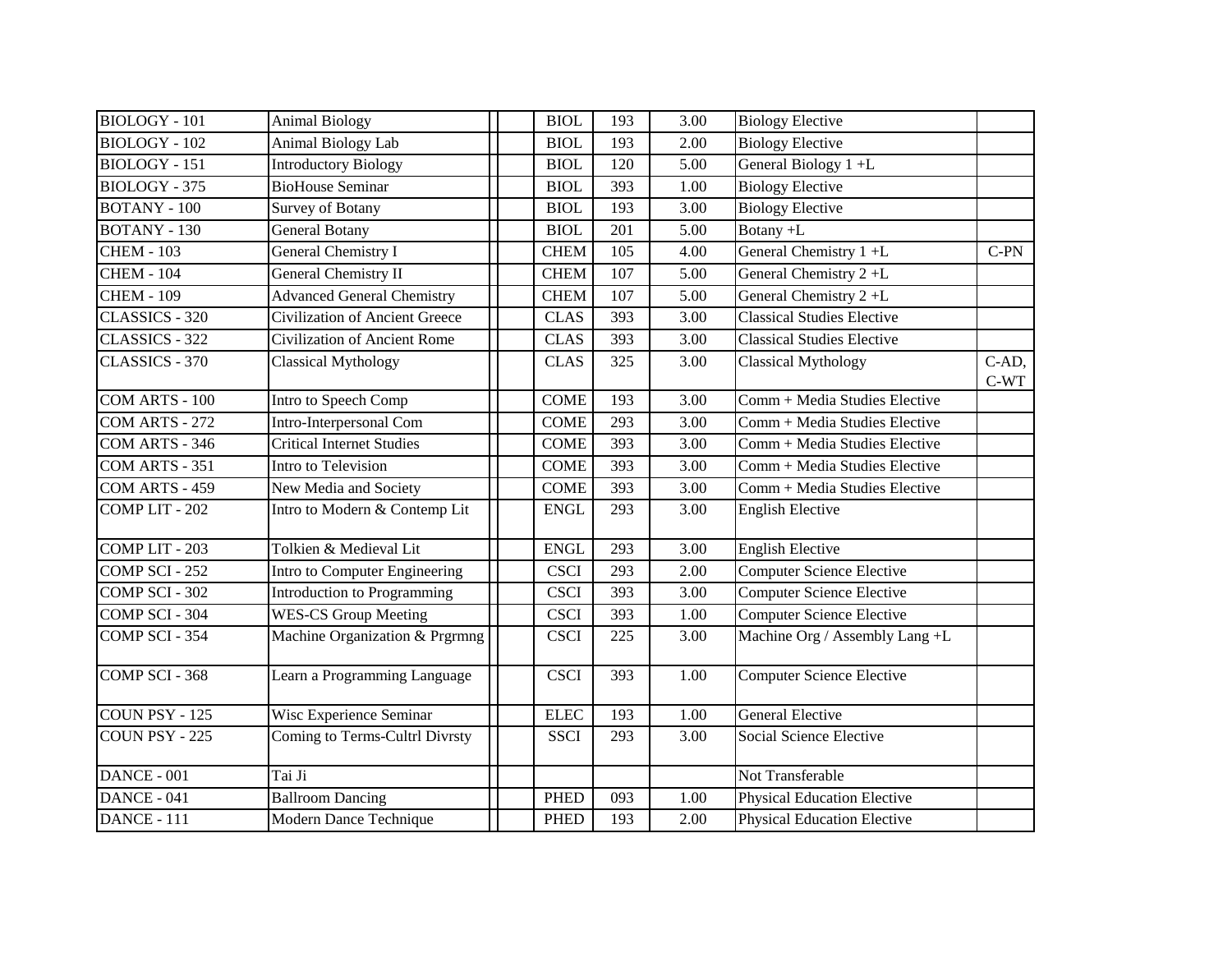| | | | | | | | | |
|---|---|---|---|---|---|---|---|---|
| BIOLOGY - 101 | Animal Biology | | | BIOL | 193 | 3.00 | Biology Elective | |
| BIOLOGY - 102 | Animal Biology Lab | | | BIOL | 193 | 2.00 | Biology Elective | |
| BIOLOGY - 151 | Introductory Biology | | | BIOL | 120 | 5.00 | General Biology 1 +L | |
| BIOLOGY - 375 | BioHouse Seminar | | | BIOL | 393 | 1.00 | Biology Elective | |
| BOTANY - 100 | Survey of Botany | | | BIOL | 193 | 3.00 | Biology Elective | |
| BOTANY - 130 | General Botany | | | BIOL | 201 | 5.00 | Botany +L | |
| CHEM - 103 | General Chemistry I | | | CHEM | 105 | 4.00 | General Chemistry 1 +L | C-PN |
| CHEM - 104 | General Chemistry II | | | CHEM | 107 | 5.00 | General Chemistry 2 +L | |
| CHEM - 109 | Advanced General Chemistry | | | CHEM | 107 | 5.00 | General Chemistry 2 +L | |
| CLASSICS - 320 | Civilization of Ancient Greece | | | CLAS | 393 | 3.00 | Classical Studies Elective | |
| CLASSICS - 322 | Civilization of Ancient Rome | | | CLAS | 393 | 3.00 | Classical Studies Elective | |
| CLASSICS - 370 | Classical Mythology | | | CLAS | 325 | 3.00 | Classical Mythology | C-AD, C-WT |
| COM ARTS - 100 | Intro to Speech Comp | | | COME | 193 | 3.00 | Comm + Media Studies Elective | |
| COM ARTS - 272 | Intro-Interpersonal Com | | | COME | 293 | 3.00 | Comm + Media Studies Elective | |
| COM ARTS - 346 | Critical Internet Studies | | | COME | 393 | 3.00 | Comm + Media Studies Elective | |
| COM ARTS - 351 | Intro to Television | | | COME | 393 | 3.00 | Comm + Media Studies Elective | |
| COM ARTS - 459 | New Media and Society | | | COME | 393 | 3.00 | Comm + Media Studies Elective | |
| COMP LIT - 202 | Intro to Modern & Contemp Lit | | | ENGL | 293 | 3.00 | English Elective | |
| COMP LIT - 203 | Tolkien & Medieval Lit | | | ENGL | 293 | 3.00 | English Elective | |
| COMP SCI - 252 | Intro to Computer Engineering | | | CSCI | 293 | 2.00 | Computer Science Elective | |
| COMP SCI - 302 | Introduction to Programming | | | CSCI | 393 | 3.00 | Computer Science Elective | |
| COMP SCI - 304 | WES-CS Group Meeting | | | CSCI | 393 | 1.00 | Computer Science Elective | |
| COMP SCI - 354 | Machine Organization & Prgrmng | | | CSCI | 225 | 3.00 | Machine Org / Assembly Lang +L | |
| COMP SCI - 368 | Learn a Programming Language | | | CSCI | 393 | 1.00 | Computer Science Elective | |
| COUN PSY - 125 | Wisc Experience Seminar | | | ELEC | 193 | 1.00 | General Elective | |
| COUN PSY - 225 | Coming to Terms-Cultrl Divrsty | | | SSCI | 293 | 3.00 | Social Science Elective | |
| DANCE - 001 | Tai Ji | | | | | | Not Transferable | |
| DANCE - 041 | Ballroom Dancing | | | PHED | 093 | 1.00 | Physical Education Elective | |
| DANCE - 111 | Modern Dance Technique | | | PHED | 193 | 2.00 | Physical Education Elective | |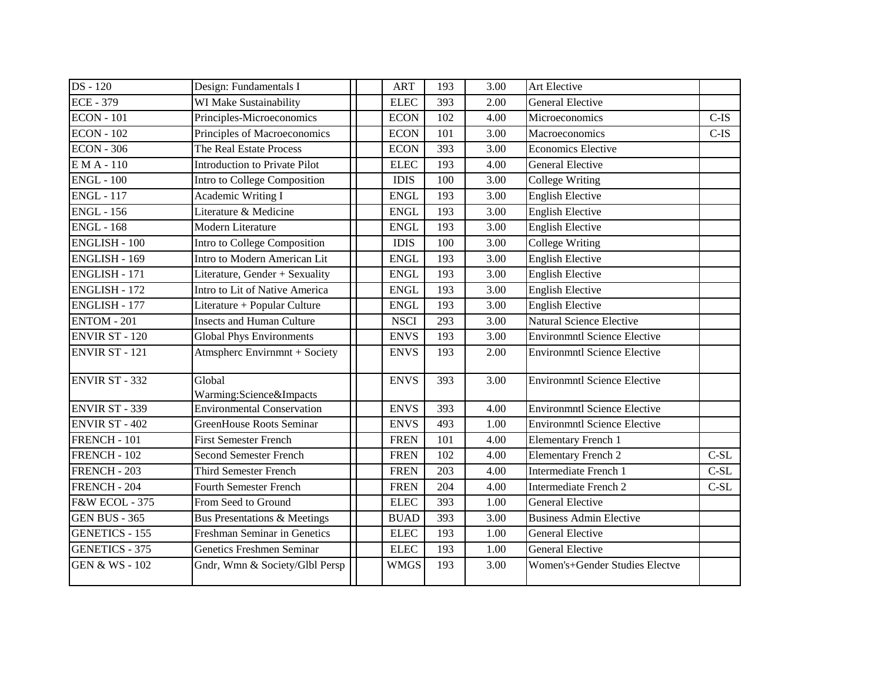| | | | | | | | | |
|---|---|---|---|---|---|---|---|---|
| DS - 120 | Design: Fundamentals I | | | ART | 193 | 3.00 | Art Elective | |
| ECE - 379 | WI Make Sustainability | | | ELEC | 393 | 2.00 | General Elective | |
| ECON - 101 | Principles-Microeconomics | | | ECON | 102 | 4.00 | Microeconomics | C-IS |
| ECON - 102 | Principles of Macroeconomics | | | ECON | 101 | 3.00 | Macroeconomics | C-IS |
| ECON - 306 | The Real Estate Process | | | ECON | 393 | 3.00 | Economics Elective | |
| E M A - 110 | Introduction to Private Pilot | | | ELEC | 193 | 4.00 | General Elective | |
| ENGL - 100 | Intro to College Composition | | | IDIS | 100 | 3.00 | College Writing | |
| ENGL - 117 | Academic Writing I | | | ENGL | 193 | 3.00 | English Elective | |
| ENGL - 156 | Literature & Medicine | | | ENGL | 193 | 3.00 | English Elective | |
| ENGL - 168 | Modern Literature | | | ENGL | 193 | 3.00 | English Elective | |
| ENGLISH - 100 | Intro to College Composition | | | IDIS | 100 | 3.00 | College Writing | |
| ENGLISH - 169 | Intro to Modern American Lit | | | ENGL | 193 | 3.00 | English Elective | |
| ENGLISH - 171 | Literature, Gender + Sexuality | | | ENGL | 193 | 3.00 | English Elective | |
| ENGLISH - 172 | Intro to Lit of Native America | | | ENGL | 193 | 3.00 | English Elective | |
| ENGLISH - 177 | Literature + Popular Culture | | | ENGL | 193 | 3.00 | English Elective | |
| ENTOM - 201 | Insects and Human Culture | | | NSCI | 293 | 3.00 | Natural Science Elective | |
| ENVIR ST - 120 | Global Phys Environments | | | ENVS | 193 | 3.00 | Environmntl Science Elective | |
| ENVIR ST - 121 | Atmspherc Envirnmnt + Society | | | ENVS | 193 | 2.00 | Environmntl Science Elective | |
| ENVIR ST - 332 | Global Warming:Science&Impacts | | | ENVS | 393 | 3.00 | Environmntl Science Elective | |
| ENVIR ST - 339 | Environmental Conservation | | | ENVS | 393 | 4.00 | Environmntl Science Elective | |
| ENVIR ST - 402 | GreenHouse Roots Seminar | | | ENVS | 493 | 1.00 | Environmntl Science Elective | |
| FRENCH - 101 | First Semester French | | | FREN | 101 | 4.00 | Elementary French 1 | |
| FRENCH - 102 | Second Semester French | | | FREN | 102 | 4.00 | Elementary French 2 | C-SL |
| FRENCH - 203 | Third Semester French | | | FREN | 203 | 4.00 | Intermediate French 1 | C-SL |
| FRENCH - 204 | Fourth Semester French | | | FREN | 204 | 4.00 | Intermediate French 2 | C-SL |
| F&W ECOL - 375 | From Seed to Ground | | | ELEC | 393 | 1.00 | General Elective | |
| GEN BUS - 365 | Bus Presentations & Meetings | | | BUAD | 393 | 3.00 | Business Admin Elective | |
| GENETICS - 155 | Freshman Seminar in Genetics | | | ELEC | 193 | 1.00 | General Elective | |
| GENETICS - 375 | Genetics Freshmen Seminar | | | ELEC | 193 | 1.00 | General Elective | |
| GEN & WS - 102 | Gndr, Wmn & Society/Glbl Persp | | | WMGS | 193 | 3.00 | Women's+Gender Studies Electve | |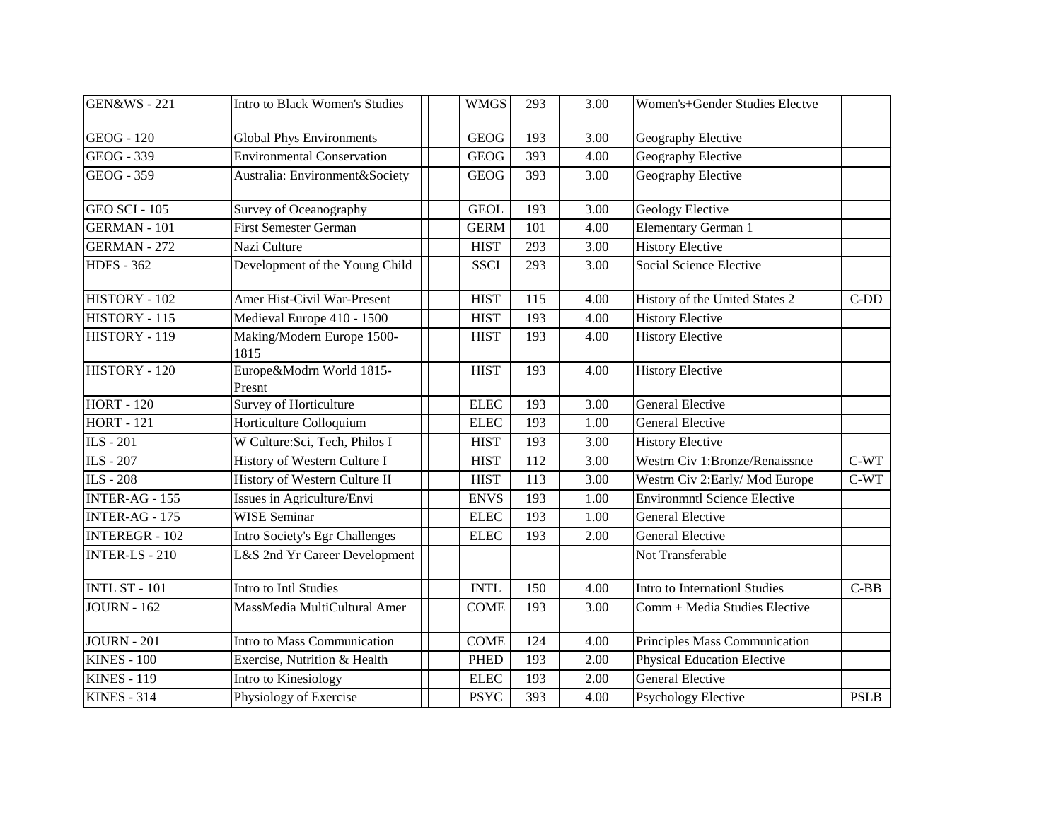| | | | | | | | | |
|---|---|---|---|---|---|---|---|---|
| GEN&WS - 221 | Intro to Black Women's Studies | | | WMGS | 293 | 3.00 | Women's+Gender Studies Electve | |
| GEOG - 120 | Global Phys Environments | | | GEOG | 193 | 3.00 | Geography Elective | |
| GEOG - 339 | Environmental Conservation | | | GEOG | 393 | 4.00 | Geography Elective | |
| GEOG - 359 | Australia: Environment&Society | | | GEOG | 393 | 3.00 | Geography Elective | |
| GEO SCI - 105 | Survey of Oceanography | | | GEOL | 193 | 3.00 | Geology Elective | |
| GERMAN - 101 | First Semester German | | | GERM | 101 | 4.00 | Elementary German 1 | |
| GERMAN - 272 | Nazi Culture | | | HIST | 293 | 3.00 | History Elective | |
| HDFS - 362 | Development of the Young Child | | | SSCI | 293 | 3.00 | Social Science Elective | |
| HISTORY - 102 | Amer Hist-Civil War-Present | | | HIST | 115 | 4.00 | History of the United States 2 | C-DD |
| HISTORY - 115 | Medieval Europe 410 - 1500 | | | HIST | 193 | 4.00 | History Elective | |
| HISTORY - 119 | Making/Modern Europe 1500-1815 | | | HIST | 193 | 4.00 | History Elective | |
| HISTORY - 120 | Europe&Modrn World 1815-Presnt | | | HIST | 193 | 4.00 | History Elective | |
| HORT - 120 | Survey of Horticulture | | | ELEC | 193 | 3.00 | General Elective | |
| HORT - 121 | Horticulture Colloquium | | | ELEC | 193 | 1.00 | General Elective | |
| ILS - 201 | W Culture:Sci, Tech, Philos I | | | HIST | 193 | 3.00 | History Elective | |
| ILS - 207 | History of Western Culture I | | | HIST | 112 | 3.00 | Westrn Civ 1:Bronze/Renaissnce | C-WT |
| ILS - 208 | History of Western Culture II | | | HIST | 113 | 3.00 | Westrn Civ 2:Early/ Mod Europe | C-WT |
| INTER-AG - 155 | Issues in Agriculture/Envi | | | ENVS | 193 | 1.00 | Environmntl Science Elective | |
| INTER-AG - 175 | WISE Seminar | | | ELEC | 193 | 1.00 | General Elective | |
| INTEREGR - 102 | Intro Society's Egr Challenges | | | ELEC | 193 | 2.00 | General Elective | |
| INTER-LS - 210 | L&S 2nd Yr Career Development | | | | | | Not Transferable | |
| INTL ST - 101 | Intro to Intl Studies | | | INTL | 150 | 4.00 | Intro to Internationl Studies | C-BB |
| JOURN - 162 | MassMedia MultiCultural Amer | | | COME | 193 | 3.00 | Comm + Media Studies Elective | |
| JOURN - 201 | Intro to Mass Communication | | | COME | 124 | 4.00 | Principles Mass Communication | |
| KINES - 100 | Exercise, Nutrition & Health | | | PHED | 193 | 2.00 | Physical Education Elective | |
| KINES - 119 | Intro to Kinesiology | | | ELEC | 193 | 2.00 | General Elective | |
| KINES - 314 | Physiology of Exercise | | | PSYC | 393 | 4.00 | Psychology Elective | PSLB |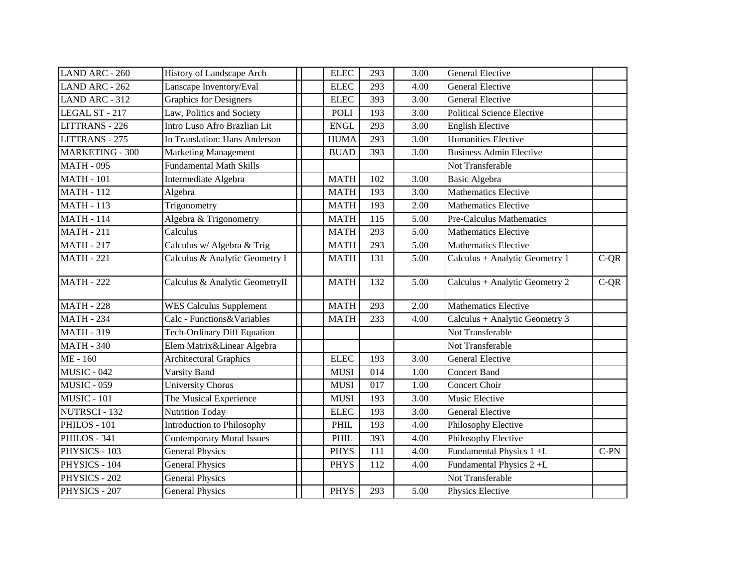| | | | | | | | | |
|---|---|---|---|---|---|---|---|---|
| LAND ARC - 260 | History of Landscape Arch | | | ELEC | 293 | 3.00 | General Elective | |
| LAND ARC - 262 | Lanscape Inventory/Eval | | | ELEC | 293 | 4.00 | General Elective | |
| LAND ARC - 312 | Graphics for Designers | | | ELEC | 393 | 3.00 | General Elective | |
| LEGAL ST - 217 | Law, Politics and Society | | | POLI | 193 | 3.00 | Political Science Elective | |
| LITTRANS - 226 | Intro Luso Afro Brazlian Lit | | | ENGL | 293 | 3.00 | English Elective | |
| LITTRANS - 275 | In Translation: Hans Anderson | | | HUMA | 293 | 3.00 | Humanities Elective | |
| MARKETING - 300 | Marketing Management | | | BUAD | 393 | 3.00 | Business Admin Elective | |
| MATH - 095 | Fundamental Math Skills | | | | | | Not Transferable | |
| MATH - 101 | Intermediate Algebra | | | MATH | 102 | 3.00 | Basic Algebra | |
| MATH - 112 | Algebra | | | MATH | 193 | 3.00 | Mathematics Elective | |
| MATH - 113 | Trigonometry | | | MATH | 193 | 2.00 | Mathematics Elective | |
| MATH - 114 | Algebra & Trigonometry | | | MATH | 115 | 5.00 | Pre-Calculus Mathematics | |
| MATH - 211 | Calculus | | | MATH | 293 | 5.00 | Mathematics Elective | |
| MATH - 217 | Calculus w/ Algebra & Trig | | | MATH | 293 | 5.00 | Mathematics Elective | |
| MATH - 221 | Calculus & Analytic Geometry I | | | MATH | 131 | 5.00 | Calculus + Analytic Geometry 1 | C-QR |
| MATH - 222 | Calculus & Analytic GeometryII | | | MATH | 132 | 5.00 | Calculus + Analytic Geometry 2 | C-QR |
| MATH - 228 | WES Calculus Supplement | | | MATH | 293 | 2.00 | Mathematics Elective | |
| MATH - 234 | Calc - Functions&Variables | | | MATH | 233 | 4.00 | Calculus + Analytic Geometry 3 | |
| MATH - 319 | Tech-Ordinary Diff Equation | | | | | | Not Transferable | |
| MATH - 340 | Elem Matrix&Linear Algebra | | | | | | Not Transferable | |
| ME - 160 | Architectural Graphics | | | ELEC | 193 | 3.00 | General Elective | |
| MUSIC - 042 | Varsity Band | | | MUSI | 014 | 1.00 | Concert Band | |
| MUSIC - 059 | University Chorus | | | MUSI | 017 | 1.00 | Concert Choir | |
| MUSIC - 101 | The Musical Experience | | | MUSI | 193 | 3.00 | Music Elective | |
| NUTRSCI - 132 | Nutrition Today | | | ELEC | 193 | 3.00 | General Elective | |
| PHILOS - 101 | Introduction to Philosophy | | | PHIL | 193 | 4.00 | Philosophy Elective | |
| PHILOS - 341 | Contemporary Moral Issues | | | PHIL | 393 | 4.00 | Philosophy Elective | |
| PHYSICS - 103 | General Physics | | | PHYS | 111 | 4.00 | Fundamental Physics 1 +L | C-PN |
| PHYSICS - 104 | General Physics | | | PHYS | 112 | 4.00 | Fundamental Physics 2 +L | |
| PHYSICS - 202 | General Physics | | | | | | Not Transferable | |
| PHYSICS - 207 | General Physics | | | PHYS | 293 | 5.00 | Physics Elective | |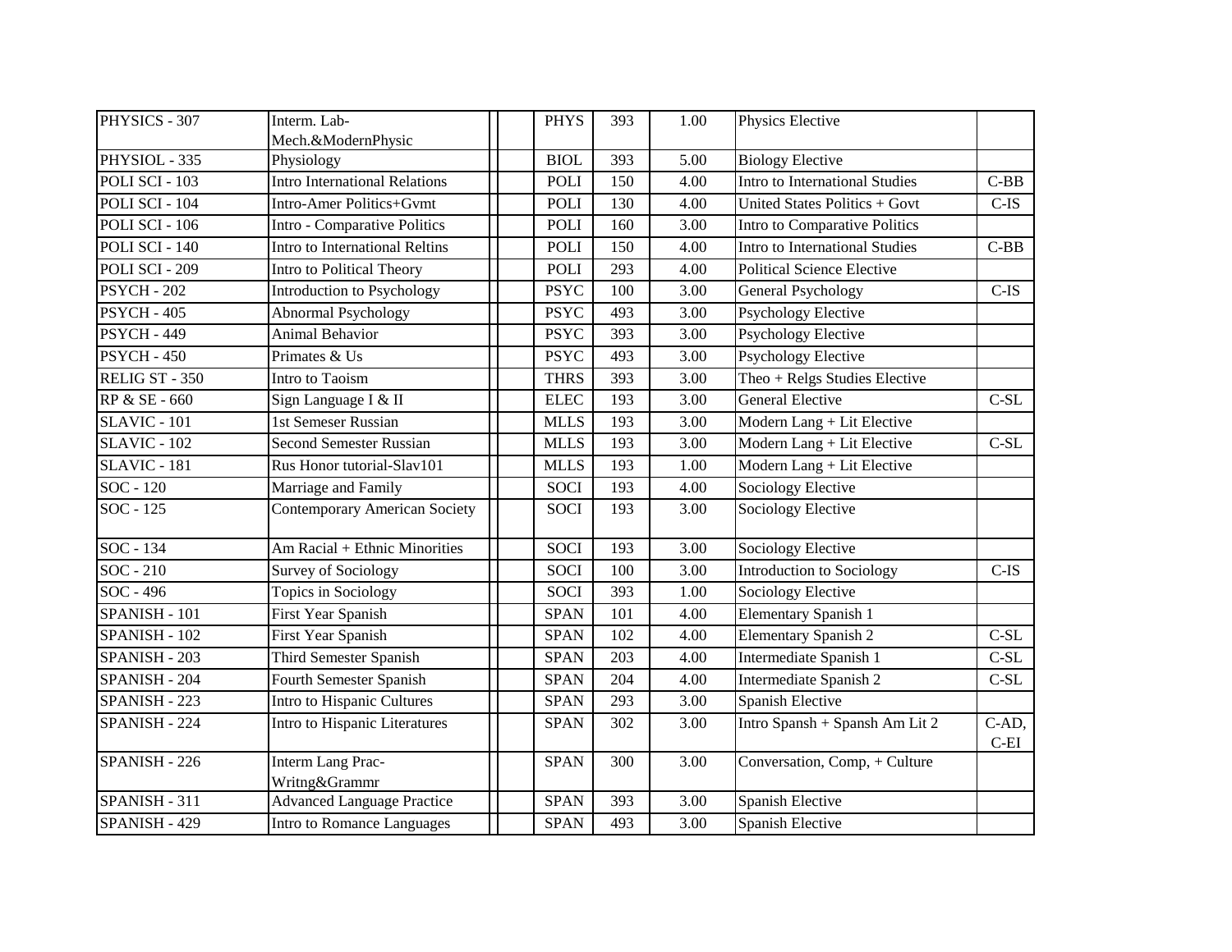| | | | | | | | | |
|---|---|---|---|---|---|---|---|---|
| PHYSICS - 307 | Interm. Lab-Mech.&ModernPhysic | | | PHYS | 393 | 1.00 | Physics Elective | |
| PHYSIOL - 335 | Physiology | | | BIOL | 393 | 5.00 | Biology Elective | |
| POLI SCI - 103 | Intro International Relations | | | POLI | 150 | 4.00 | Intro to International Studies | C-BB |
| POLI SCI - 104 | Intro-Amer Politics+Gvmt | | | POLI | 130 | 4.00 | United States Politics + Govt | C-IS |
| POLI SCI - 106 | Intro - Comparative Politics | | | POLI | 160 | 3.00 | Intro to Comparative Politics | |
| POLI SCI - 140 | Intro to International Reltins | | | POLI | 150 | 4.00 | Intro to International Studies | C-BB |
| POLI SCI - 209 | Intro to Political Theory | | | POLI | 293 | 4.00 | Political Science Elective | |
| PSYCH - 202 | Introduction to Psychology | | | PSYC | 100 | 3.00 | General Psychology | C-IS |
| PSYCH - 405 | Abnormal Psychology | | | PSYC | 493 | 3.00 | Psychology Elective | |
| PSYCH - 449 | Animal Behavior | | | PSYC | 393 | 3.00 | Psychology Elective | |
| PSYCH - 450 | Primates & Us | | | PSYC | 493 | 3.00 | Psychology Elective | |
| RELIG ST - 350 | Intro to Taoism | | | THRS | 393 | 3.00 | Theo + Relgs Studies Elective | |
| RP & SE - 660 | Sign Language I & II | | | ELEC | 193 | 3.00 | General Elective | C-SL |
| SLAVIC - 101 | 1st Semeser Russian | | | MLLS | 193 | 3.00 | Modern Lang + Lit Elective | |
| SLAVIC - 102 | Second Semester Russian | | | MLLS | 193 | 3.00 | Modern Lang + Lit Elective | C-SL |
| SLAVIC - 181 | Rus Honor tutorial-Slav101 | | | MLLS | 193 | 1.00 | Modern Lang + Lit Elective | |
| SOC - 120 | Marriage and Family | | | SOCI | 193 | 4.00 | Sociology Elective | |
| SOC - 125 | Contemporary American Society | | | SOCI | 193 | 3.00 | Sociology Elective | |
| SOC - 134 | Am Racial + Ethnic Minorities | | | SOCI | 193 | 3.00 | Sociology Elective | |
| SOC - 210 | Survey of Sociology | | | SOCI | 100 | 3.00 | Introduction to Sociology | C-IS |
| SOC - 496 | Topics in Sociology | | | SOCI | 393 | 1.00 | Sociology Elective | |
| SPANISH - 101 | First Year Spanish | | | SPAN | 101 | 4.00 | Elementary Spanish 1 | |
| SPANISH - 102 | First Year Spanish | | | SPAN | 102 | 4.00 | Elementary Spanish 2 | C-SL |
| SPANISH - 203 | Third Semester Spanish | | | SPAN | 203 | 4.00 | Intermediate Spanish 1 | C-SL |
| SPANISH - 204 | Fourth Semester Spanish | | | SPAN | 204 | 4.00 | Intermediate Spanish 2 | C-SL |
| SPANISH - 223 | Intro to Hispanic Cultures | | | SPAN | 293 | 3.00 | Spanish Elective | |
| SPANISH - 224 | Intro to Hispanic Literatures | | | SPAN | 302 | 3.00 | Intro Spansh + Spansh Am Lit 2 | C-AD, C-EI |
| SPANISH - 226 | Interm Lang Prac-Writng&Grammr | | | SPAN | 300 | 3.00 | Conversation, Comp, + Culture | |
| SPANISH - 311 | Advanced Language Practice | | | SPAN | 393 | 3.00 | Spanish Elective | |
| SPANISH - 429 | Intro to Romance Languages | | | SPAN | 493 | 3.00 | Spanish Elective | |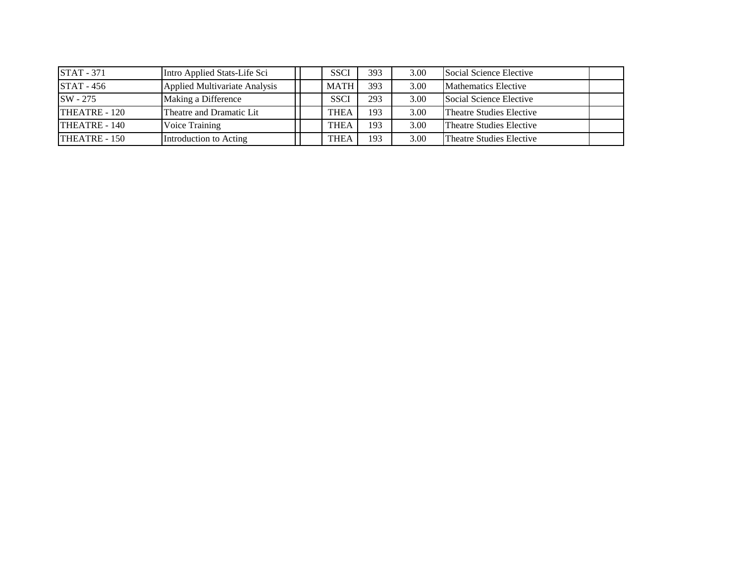| | | | | | | | | |
|---|---|---|---|---|---|---|---|---|
| STAT - 371 | Intro Applied Stats-Life Sci | | | SSCI | 393 | 3.00 | Social Science Elective | |
| STAT - 456 | Applied Multivariate Analysis | | | MATH | 393 | 3.00 | Mathematics Elective | |
| SW - 275 | Making a Difference | | | SSCI | 293 | 3.00 | Social Science Elective | |
| THEATRE - 120 | Theatre and Dramatic Lit | | | THEA | 193 | 3.00 | Theatre Studies Elective | |
| THEATRE - 140 | Voice Training | | | THEA | 193 | 3.00 | Theatre Studies Elective | |
| THEATRE - 150 | Introduction to Acting | | | THEA | 193 | 3.00 | Theatre Studies Elective | |